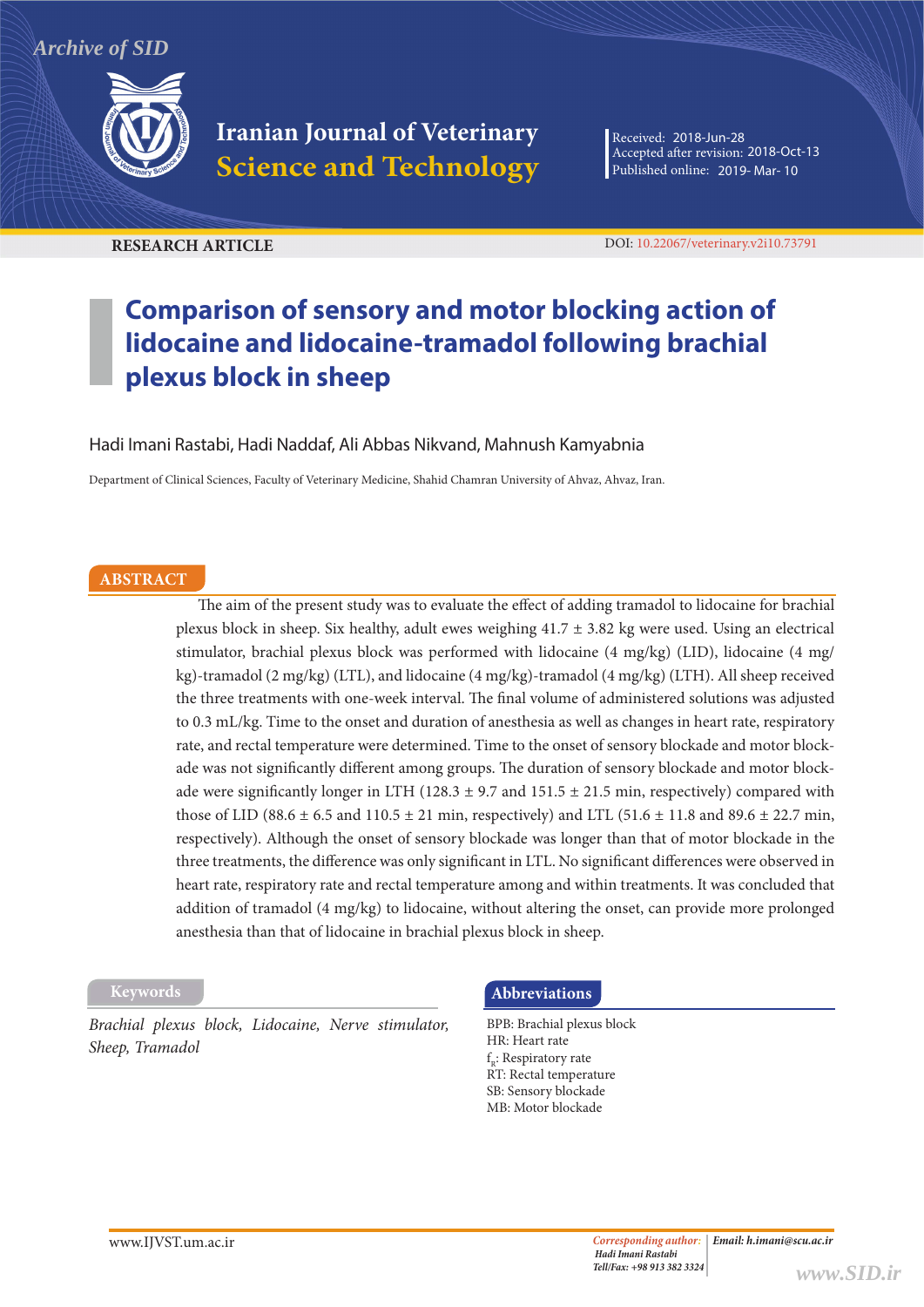Iranian Journal of Veterinary Science and Technology

Received: 2018-Jun-28
Accepted after revision: 2018-Oct-13
Published online: 2019- Mar- 10

**RESEARCH ARTICLE**

DOI: 10.22067/veterinary.v2i10.73791

# Comparison of sensory and motor blocking action of lidocaine and lidocaine-tramadol following brachial plexus block in sheep

Hadi Imani Rastabi, Hadi Naddaf, Ali Abbas Nikvand, Mahnush Kamyabnia

Department of Clinical Sciences, Faculty of Veterinary Medicine, Shahid Chamran University of Ahvaz, Ahvaz, Iran.

## ABSTRACT

The aim of the present study was to evaluate the effect of adding tramadol to lidocaine for brachial plexus block in sheep. Six healthy, adult ewes weighing 41.7 ± 3.82 kg were used. Using an electrical stimulator, brachial plexus block was performed with lidocaine (4 mg/kg) (LID), lidocaine (4 mg/kg)-tramadol (2 mg/kg) (LTL), and lidocaine (4 mg/kg)-tramadol (4 mg/kg) (LTH). All sheep received the three treatments with one-week interval. The final volume of administered solutions was adjusted to 0.3 mL/kg. Time to the onset and duration of anesthesia as well as changes in heart rate, respiratory rate, and rectal temperature were determined. Time to the onset of sensory blockade and motor blockade was not significantly different among groups. The duration of sensory blockade and motor blockade were significantly longer in LTH (128.3 ± 9.7 and 151.5 ± 21.5 min, respectively) compared with those of LID (88.6 ± 6.5 and 110.5 ± 21 min, respectively) and LTL (51.6 ± 11.8 and 89.6 ± 22.7 min, respectively). Although the onset of sensory blockade was longer than that of motor blockade in the three treatments, the difference was only significant in LTL. No significant differences were observed in heart rate, respiratory rate and rectal temperature among and within treatments. It was concluded that addition of tramadol (4 mg/kg) to lidocaine, without altering the onset, can provide more prolonged anesthesia than that of lidocaine in brachial plexus block in sheep.

### Keywords

*Brachial plexus block, Lidocaine, Nerve stimulator, Sheep, Tramadol*

### Abbreviations

BPB: Brachial plexus block
HR: Heart rate
$f_R$: Respiratory rate
RT: Rectal temperature
SB: Sensory blockade
MB: Motor blockade

*Corresponding author:* *Hadi Imani Rastabi*
*Tell/Fax: +98 913 382 3324*
*Email: h.imani@scu.ac.ir*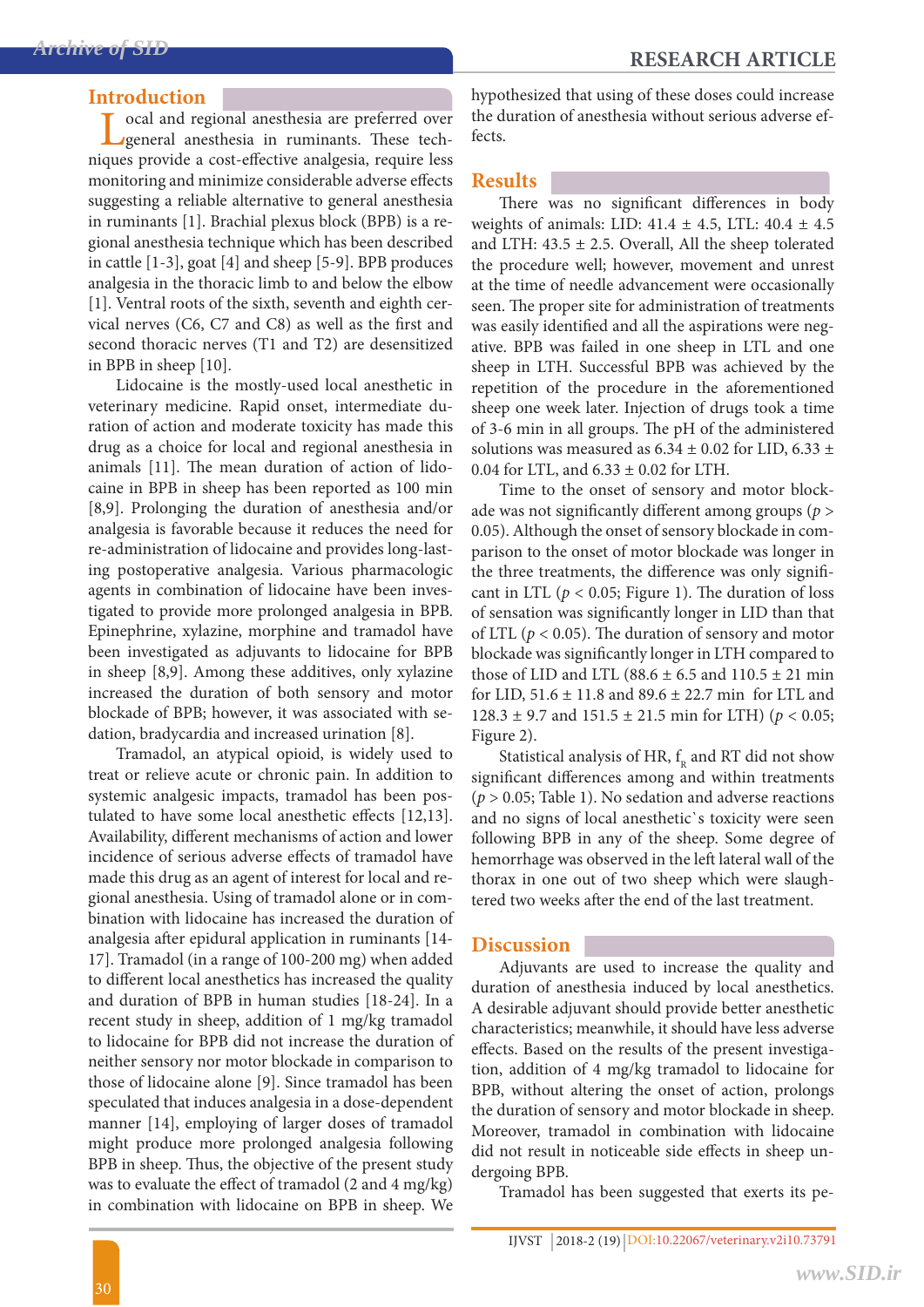## Introduction

Local and regional anesthesia are preferred over general anesthesia in ruminants. These techniques provide a cost-effective analgesia, require less monitoring and minimize considerable adverse effects suggesting a reliable alternative to general anesthesia in ruminants [1]. Brachial plexus block (BPB) is a regional anesthesia technique which has been described in cattle [1-3], goat [4] and sheep [5-9]. BPB produces analgesia in the thoracic limb to and below the elbow [1]. Ventral roots of the sixth, seventh and eighth cervical nerves (C6, C7 and C8) as well as the first and second thoracic nerves (T1 and T2) are desensitized in BPB in sheep [10].

Lidocaine is the mostly-used local anesthetic in veterinary medicine. Rapid onset, intermediate duration of action and moderate toxicity has made this drug as a choice for local and regional anesthesia in animals [11]. The mean duration of action of lidocaine in BPB in sheep has been reported as 100 min [8,9]. Prolonging the duration of anesthesia and/or analgesia is favorable because it reduces the need for re-administration of lidocaine and provides long-lasting postoperative analgesia. Various pharmacologic agents in combination of lidocaine have been investigated to provide more prolonged analgesia in BPB. Epinephrine, xylazine, morphine and tramadol have been investigated as adjuvants to lidocaine for BPB in sheep [8,9]. Among these additives, only xylazine increased the duration of both sensory and motor blockade of BPB; however, it was associated with sedation, bradycardia and increased urination [8].

Tramadol, an atypical opioid, is widely used to treat or relieve acute or chronic pain. In addition to systemic analgesic impacts, tramadol has been postulated to have some local anesthetic effects [12,13]. Availability, different mechanisms of action and lower incidence of serious adverse effects of tramadol have made this drug as an agent of interest for local and regional anesthesia. Using of tramadol alone or in combination with lidocaine has increased the duration of analgesia after epidural application in ruminants [14-17]. Tramadol (in a range of 100-200 mg) when added to different local anesthetics has increased the quality and duration of BPB in human studies [18-24]. In a recent study in sheep, addition of 1 mg/kg tramadol to lidocaine for BPB did not increase the duration of neither sensory nor motor blockade in comparison to those of lidocaine alone [9]. Since tramadol has been speculated that induces analgesia in a dose-dependent manner [14], employing of larger doses of tramadol might produce more prolonged analgesia following BPB in sheep. Thus, the objective of the present study was to evaluate the effect of tramadol (2 and 4 mg/kg) in combination with lidocaine on BPB in sheep. We hypothesized that using of these doses could increase the duration of anesthesia without serious adverse effects.

## Results

There was no significant differences in body weights of animals: LID: 41.4 ± 4.5, LTL: 40.4 ± 4.5 and LTH: 43.5 ± 2.5. Overall, All the sheep tolerated the procedure well; however, movement and unrest at the time of needle advancement were occasionally seen. The proper site for administration of treatments was easily identified and all the aspirations were negative. BPB was failed in one sheep in LTL and one sheep in LTH. Successful BPB was achieved by the repetition of the procedure in the aforementioned sheep one week later. Injection of drugs took a time of 3-6 min in all groups. The pH of the administered solutions was measured as 6.34 ± 0.02 for LID, 6.33 ± 0.04 for LTL, and 6.33 ± 0.02 for LTH.

Time to the onset of sensory and motor blockade was not significantly different among groups ($p > 0.05$). Although the onset of sensory blockade in comparison to the onset of motor blockade was longer in the three treatments, the difference was only significant in LTL ($p < 0.05$; Figure 1). The duration of loss of sensation was significantly longer in LID than that of LTL ($p < 0.05$). The duration of sensory and motor blockade was significantly longer in LTH compared to those of LID and LTL (88.6 ± 6.5 and 110.5 ± 21 min for LID, 51.6 ± 11.8 and 89.6 ± 22.7 min for LTL and 128.3 ± 9.7 and 151.5 ± 21.5 min for LTH) ($p < 0.05$; Figure 2).

Statistical analysis of HR, $f_R$ and RT did not show significant differences among and within treatments ($p > 0.05$; Table 1). No sedation and adverse reactions and no signs of local anesthetic`s toxicity were seen following BPB in any of the sheep. Some degree of hemorrhage was observed in the left lateral wall of the thorax in one out of two sheep which were slaughtered two weeks after the end of the last treatment.

## Discussion

Adjuvants are used to increase the quality and duration of anesthesia induced by local anesthetics. A desirable adjuvant should provide better anesthetic characteristics; meanwhile, it should have less adverse effects. Based on the results of the present investigation, addition of 4 mg/kg tramadol to lidocaine for BPB, without altering the onset of action, prolongs the duration of sensory and motor blockade in sheep. Moreover, tramadol in combination with lidocaine did not result in noticeable side effects in sheep undergoing BPB.

Tramadol has been suggested that exerts its pe-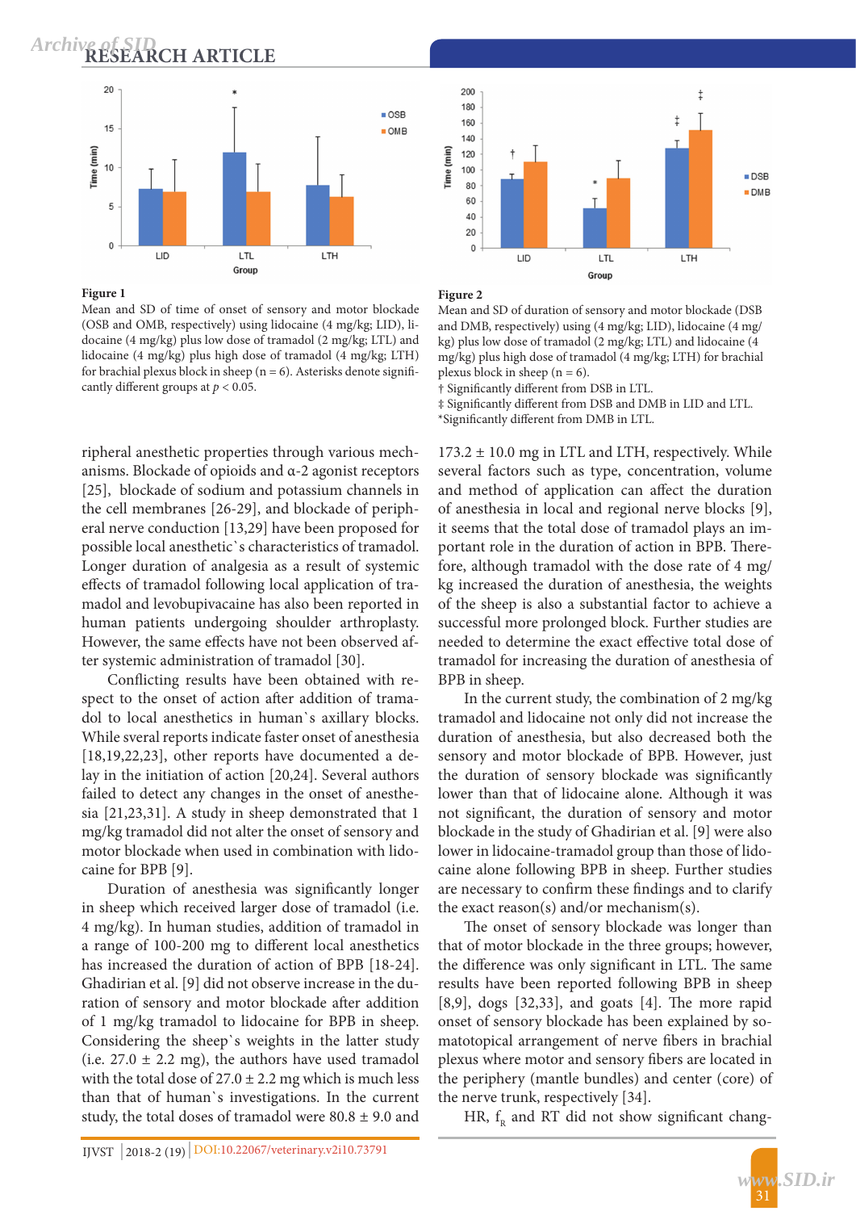**Figure 1**

Mean and SD of time of onset of sensory and motor blockade (OSB and OMB, respectively) using lidocaine (4 mg/kg; LID), lidocaine (4 mg/kg) plus low dose of tramadol (2 mg/kg; LTL) and lidocaine (4 mg/kg) plus high dose of tramadol (4 mg/kg; LTH) for brachial plexus block in sheep (n = 6). Asterisks denote significantly different groups at $p < 0.05$.

**Figure 2**

Mean and SD of duration of sensory and motor blockade (DSB and DMB, respectively) using (4 mg/kg; LID), lidocaine (4 mg/kg) plus low dose of tramadol (2 mg/kg; LTL) and lidocaine (4 mg/kg) plus high dose of tramadol (4 mg/kg; LTH) for brachial plexus block in sheep (n = 6).

† Significantly different from DSB in LTL.

‡ Significantly different from DSB and DMB in LID and LTL.

*Significantly different from DMB in LTL.

ripheral anesthetic properties through various mechanisms. Blockade of opioids and α-2 agonist receptors [25], blockade of sodium and potassium channels in the cell membranes [26-29], and blockade of peripheral nerve conduction [13,29] have been proposed for possible local anesthetic`s characteristics of tramadol. Longer duration of analgesia as a result of systemic effects of tramadol following local application of tramadol and levobupivacaine has also been reported in human patients undergoing shoulder arthroplasty. However, the same effects have not been observed after systemic administration of tramadol [30].

Conflicting results have been obtained with respect to the onset of action after addition of tramadol to local anesthetics in human`s axillary blocks. While sveral reports indicate faster onset of anesthesia [18,19,22,23], other reports have documented a delay in the initiation of action [20,24]. Several authors failed to detect any changes in the onset of anesthesia [21,23,31]. A study in sheep demonstrated that 1 mg/kg tramadol did not alter the onset of sensory and motor blockade when used in combination with lidocaine for BPB [9].

Duration of anesthesia was significantly longer in sheep which received larger dose of tramadol (i.e. 4 mg/kg). In human studies, addition of tramadol in a range of 100-200 mg to different local anesthetics has increased the duration of action of BPB [18-24]. Ghadirian et al. [9] did not observe increase in the duration of sensory and motor blockade after addition of 1 mg/kg tramadol to lidocaine for BPB in sheep. Considering the sheep`s weights in the latter study (i.e. 27.0 ± 2.2 mg), the authors have used tramadol with the total dose of 27.0 ± 2.2 mg which is much less than that of human`s investigations. In the current study, the total doses of tramadol were 80.8 ± 9.0 and 173.2 ± 10.0 mg in LTL and LTH, respectively. While several factors such as type, concentration, volume and method of application can affect the duration of anesthesia in local and regional nerve blocks [9], it seems that the total dose of tramadol plays an important role in the duration of action in BPB. Therefore, although tramadol with the dose rate of 4 mg/kg increased the duration of anesthesia, the weights of the sheep is also a substantial factor to achieve a successful more prolonged block. Further studies are needed to determine the exact effective total dose of tramadol for increasing the duration of anesthesia of BPB in sheep.

In the current study, the combination of 2 mg/kg tramadol and lidocaine not only did not increase the duration of anesthesia, but also decreased both the sensory and motor blockade of BPB. However, just the duration of sensory blockade was significantly lower than that of lidocaine alone. Although it was not significant, the duration of sensory and motor blockade in the study of Ghadirian et al. [9] were also lower in lidocaine-tramadol group than those of lidocaine alone following BPB in sheep. Further studies are necessary to confirm these findings and to clarify the exact reason(s) and/or mechanism(s).

The onset of sensory blockade was longer than that of motor blockade in the three groups; however, the difference was only significant in LTL. The same results have been reported following BPB in sheep [8,9], dogs [32,33], and goats [4]. The more rapid onset of sensory blockade has been explained by somatotopical arrangement of nerve fibers in brachial plexus where motor and sensory fibers are located in the periphery (mantle bundles) and center (core) of the nerve trunk, respectively [34].

HR, $f_R$ and RT did not show significant chang-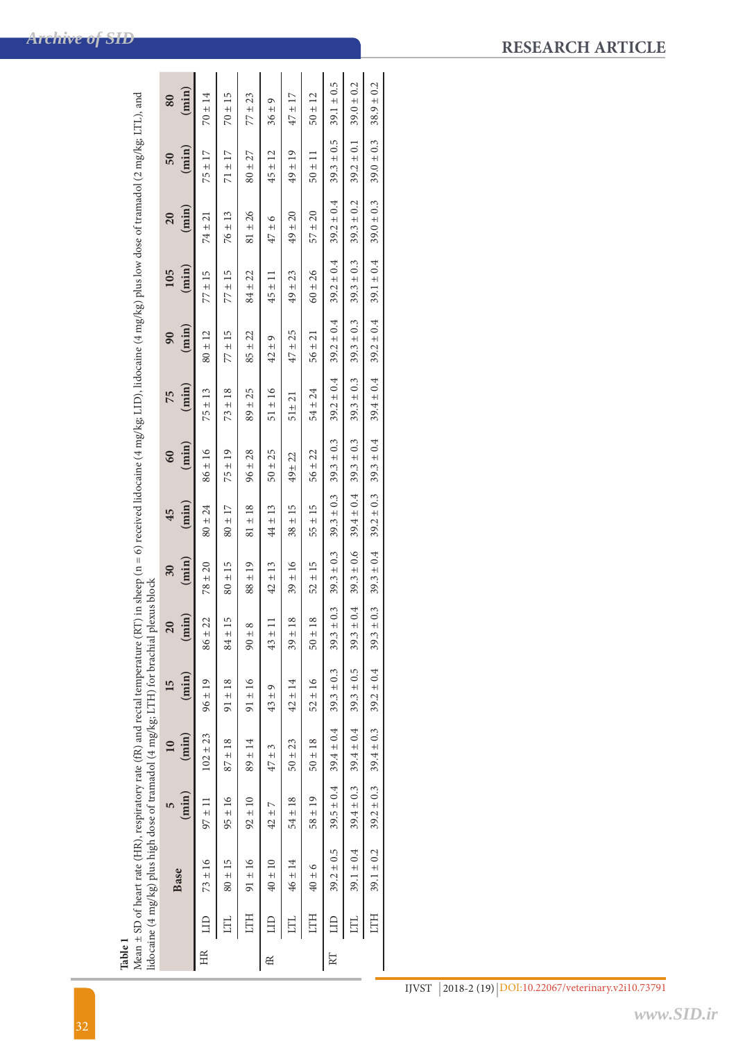**Table 1**
Mean ± SD of heart rate (HR), respiratory rate (fR) and rectal temperature (RT) in sheep (n = 6) received lidocaine (4 mg/kg; LID), lidocaine (4 mg/kg) plus low dose of tramadol (2 mg/kg; LTL), and lidocaine (4 mg/kg) plus high dose of tramadol (4 mg/kg; LTH) for brachial plexus block

| | | Base | 5 (min) | 10 (min) | 15 (min) | 20 (min) | 30 (min) | 45 (min) | 60 (min) | 75 (min) | 90 (min) | 105 (min) | 20 (min) | 50 (min) | 80 (min) |
|---|---|---|---|---|---|---|---|---|---|---|---|---|---|---|---|
| HR | LID | 73 ± 16 | 97 ± 11 | 102 ± 23 | 96 ± 19 | 86 ± 22 | 78 ± 20 | 80 ± 24 | 86 ± 16 | 75 ± 13 | 80 ± 12 | 77 ± 15 | 74 ± 21 | 75 ± 17 | 70 ± 14 |
| | LTL | 80 ± 15 | 95 ± 16 | 87 ± 18 | 91 ± 18 | 84 ± 15 | 80 ± 15 | 80 ± 17 | 75 ± 19 | 73 ± 18 | 77 ± 15 | 77 ± 15 | 76 ± 13 | 71 ± 17 | 70 ± 15 |
| | LTH | 91 ± 16 | 92 ± 10 | 89 ± 14 | 91 ± 16 | 90 ± 8 | 88 ± 19 | 81 ± 18 | 96 ± 28 | 89 ± 25 | 85 ± 22 | 84 ± 22 | 81 ± 26 | 80 ± 27 | 77 ± 23 |
| fR | LID | 40 ± 10 | 42 ± 7 | 47 ± 3 | 43 ± 9 | 43 ± 11 | 42 ± 13 | 44 ± 13 | 50 ± 25 | 51 ± 16 | 42 ± 9 | 45 ± 11 | 47 ± 6 | 45 ± 12 | 36 ± 9 |
| | LTL | 46 ± 14 | 54 ± 18 | 50 ± 23 | 42 ± 14 | 39 ± 18 | 39 ± 16 | 38 ± 15 | 49± 22 | 51± 21 | 47 ± 25 | 49 ± 23 | 49 ± 20 | 49 ± 19 | 47 ± 17 |
| | LTH | 40 ± 6 | 58 ± 19 | 50 ± 18 | 52 ± 16 | 50 ± 18 | 52 ± 15 | 55 ± 15 | 56 ± 22 | 54 ± 24 | 56 ± 21 | 60 ± 26 | 57 ± 20 | 50 ± 11 | 50 ± 12 |
| RT | LID | 39.2 ± 0.5 | 39.5 ± 0.4 | 39.4 ± 0.4 | 39.3 ± 0.3 | 39.3 ± 0.3 | 39.3 ± 0.3 | 39.3 ± 0.3 | 39.3 ± 0.3 | 39.2 ± 0.4 | 39.2 ± 0.4 | 39.2 ± 0.4 | 39.2 ± 0.4 | 39.3 ± 0.5 | 39.1 ± 0.5 |
| | LTL | 39.1 ± 0.4 | 39.4 ± 0.3 | 39.4 ± 0.4 | 39.3 ± 0.5 | 39.3 ± 0.4 | 39.3 ± 0.6 | 39.4 ± 0.4 | 39.3 ± 0.3 | 39.3 ± 0.3 | 39.3 ± 0.3 | 39.3 ± 0.3 | 39.3 ± 0.2 | 39.2 ± 0.1 | 39.0 ± 0.2 |
| | LTH | 39.1 ± 0.2 | 39.2 ± 0.3 | 39.4 ± 0.3 | 39.2 ± 0.4 | 39.3 ± 0.3 | 39.3 ± 0.4 | 39.2 ± 0.3 | 39.3 ± 0.4 | 39.4 ± 0.4 | 39.2 ± 0.4 | 39.1 ± 0.4 | 39.0 ± 0.3 | 39.0 ± 0.3 | 38.9 ± 0.2 |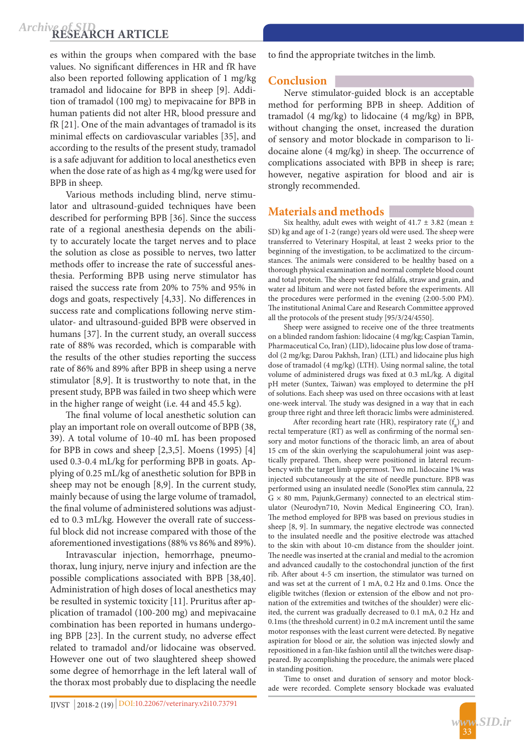es within the groups when compared with the base values. No significant differences in HR and fR have also been reported following application of 1 mg/kg tramadol and lidocaine for BPB in sheep [9]. Addition of tramadol (100 mg) to mepivacaine for BPB in human patients did not alter HR, blood pressure and fR [21]. One of the main advantages of tramadol is its minimal effects on cardiovascular variables [35], and according to the results of the present study, tramadol is a safe adjuvant for addition to local anesthetics even when the dose rate of as high as 4 mg/kg were used for BPB in sheep.

Various methods including blind, nerve stimulator and ultrasound-guided techniques have been described for performing BPB [36]. Since the success rate of a regional anesthesia depends on the ability to accurately locate the target nerves and to place the solution as close as possible to nerves, two latter methods offer to increase the rate of successful anesthesia. Performing BPB using nerve stimulator has raised the success rate from 20% to 75% and 95% in dogs and goats, respectively [4,33]. No differences in success rate and complications following nerve stimulator- and ultrasound-guided BPB were observed in humans [37]. In the current study, an overall success rate of 88% was recorded, which is comparable with the results of the other studies reporting the success rate of 86% and 89% after BPB in sheep using a nerve stimulator [8,9]. It is trustworthy to note that, in the present study, BPB was failed in two sheep which were in the higher range of weight (i.e. 44 and 45.5 kg).

The final volume of local anesthetic solution can play an important role on overall outcome of BPB (38, 39). A total volume of 10-40 mL has been proposed for BPB in cows and sheep [2,3,5]. Moens (1995) [4] used 0.3-0.4 mL/kg for performing BPB in goats. Applying of 0.25 mL/kg of anesthetic solution for BPB in sheep may not be enough [8,9]. In the current study, mainly because of using the large volume of tramadol, the final volume of administered solutions was adjusted to 0.3 mL/kg. However the overall rate of successful block did not increase compared with those of the aforementioned investigations (88% vs 86% and 89%).

Intravascular injection, hemorrhage, pneumothorax, lung injury, nerve injury and infection are the possible complications associated with BPB [38,40]. Administration of high doses of local anesthetics may be resulted in systemic toxicity [11]. Pruritus after application of tramadol (100-200 mg) and mepivacaine combination has been reported in humans undergoing BPB [23]. In the current study, no adverse effect related to tramadol and/or lidocaine was observed. However one out of two slaughtered sheep showed some degree of hemorrhage in the left lateral wall of the thorax most probably due to displacing the needle to find the appropriate twitches in the limb.

## Conclusion

Nerve stimulator-guided block is an acceptable method for performing BPB in sheep. Addition of tramadol (4 mg/kg) to lidocaine (4 mg/kg) in BPB, without changing the onset, increased the duration of sensory and motor blockade in comparison to lidocaine alone (4 mg/kg) in sheep. The occurrence of complications associated with BPB in sheep is rare; however, negative aspiration for blood and air is strongly recommended.

## Materials and methods

Six healthy, adult ewes with weight of 41.7 ± 3.82 (mean ± SD) kg and age of 1-2 (range) years old were used. The sheep were transferred to Veterinary Hospital, at least 2 weeks prior to the beginning of the investigation, to be acclimatized to the circumstances. The animals were considered to be healthy based on a thorough physical examination and normal complete blood count and total protein. The sheep were fed alfalfa, straw and grain, and water ad libitum and were not fasted before the experiments. All the procedures were performed in the evening (2:00-5:00 PM). The institutional Animal Care and Research Committee approved all the protocols of the present study [95/3/24/4550].

Sheep were assigned to receive one of the three treatments on a blinded random fashion: lidocaine (4 mg/kg; Caspian Tamin, Pharmaceutical Co, Iran) (LID), lidocaine plus low dose of tramadol (2 mg/kg; Darou Pakhsh, Iran) (LTL) and lidocaine plus high dose of tramadol (4 mg/kg) (LTH). Using normal saline, the total volume of administered drugs was fixed at 0.3 mL/kg. A digital pH meter (Suntex, Taiwan) was employed to determine the pH of solutions. Each sheep was used on three occasions with at least one-week interval. The study was designed in a way that in each group three right and three left thoracic limbs were administered.

After recording heart rate (HR), respiratory rate ($f_R$) and rectal temperature (RT) as well as confirming of the normal sensory and motor functions of the thoracic limb, an area of about 15 cm of the skin overlying the scapulohumeral joint was aseptically prepared. Then, sheep were positioned in lateral recumbency with the target limb uppermost. Two mL lidocaine 1% was injected subcutaneously at the site of needle puncture. BPB was performed using an insulated needle (SonoPlex stim cannula, 22 G × 80 mm, Pajunk,Germany) connected to an electrical stimulator (Neurodyn710, Novin Medical Engineering CO, Iran). The method employed for BPB was based on previous studies in sheep [8, 9]. In summary, the negative electrode was connected to the insulated needle and the positive electrode was attached to the skin with about 10-cm distance from the shoulder joint. The needle was inserted at the cranial and medial to the acromion and advanced caudally to the costochondral junction of the first rib. After about 4-5 cm insertion, the stimulator was turned on and was set at the current of 1 mA, 0.2 Hz and 0.1ms. Once the eligible twitches (flexion or extension of the elbow and not pronation of the extremities and twitches of the shoulder) were elicited, the current was gradually decreased to 0.1 mA, 0.2 Hz and 0.1ms (the threshold current) in 0.2 mA increment until the same motor responses with the least current were detected. By negative aspiration for blood or air, the solution was injected slowly and repositioned in a fan-like fashion until all the twitches were disappeared. By accomplishing the procedure, the animals were placed in standing position.

Time to onset and duration of sensory and motor blockade were recorded. Complete sensory blockade was evaluated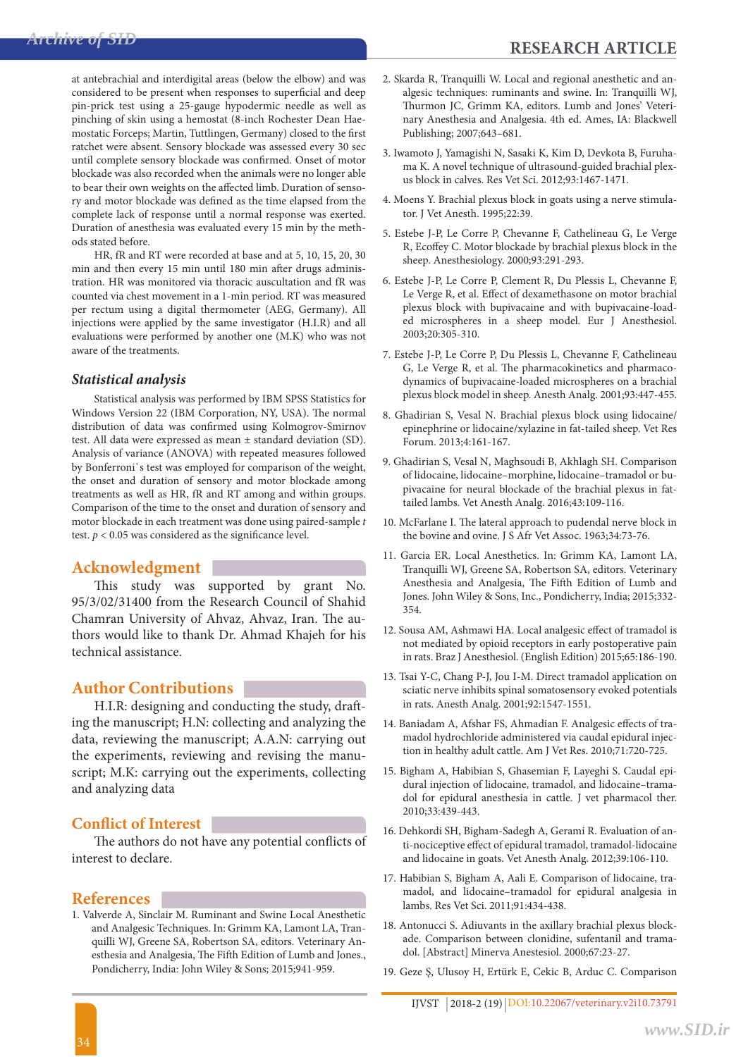at antebrachial and interdigital areas (below the elbow) and was considered to be present when responses to superficial and deep pin-prick test using a 25-gauge hypodermic needle as well as pinching of skin using a hemostat (8-inch Rochester Dean Haemostatic Forceps; Martin, Tuttlingen, Germany) closed to the first ratchet were absent. Sensory blockade was assessed every 30 sec until complete sensory blockade was confirmed. Onset of motor blockade was also recorded when the animals were no longer able to bear their own weights on the affected limb. Duration of sensory and motor blockade was defined as the time elapsed from the complete lack of response until a normal response was exerted. Duration of anesthesia was evaluated every 15 min by the methods stated before.

HR, fR and RT were recorded at base and at 5, 10, 15, 20, 30 min and then every 15 min until 180 min after drugs administration. HR was monitored via thoracic auscultation and fR was counted via chest movement in a 1-min period. RT was measured per rectum using a digital thermometer (AEG, Germany). All injections were applied by the same investigator (H.I.R) and all evaluations were performed by another one (M.K) who was not aware of the treatments.

### *Statistical analysis*

Statistical analysis was performed by IBM SPSS Statistics for Windows Version 22 (IBM Corporation, NY, USA). The normal distribution of data was confirmed using Kolmogrov-Smirnov test. All data were expressed as mean ± standard deviation (SD). Analysis of variance (ANOVA) with repeated measures followed by Bonferroni`s test was employed for comparison of the weight, the onset and duration of sensory and motor blockade among treatments as well as HR, fR and RT among and within groups. Comparison of the time to the onset and duration of sensory and motor blockade in each treatment was done using paired-sample *t* test. $p < 0.05$ was considered as the significance level.

## Acknowledgment

This study was supported by grant No. 95/3/02/31400 from the Research Council of Shahid Chamran University of Ahvaz, Ahvaz, Iran. The authors would like to thank Dr. Ahmad Khajeh for his technical assistance.

## Author Contributions

H.I.R: designing and conducting the study, drafting the manuscript; H.N: collecting and analyzing the data, reviewing the manuscript; A.A.N: carrying out the experiments, reviewing and revising the manuscript; M.K: carrying out the experiments, collecting and analyzing data

## Conflict of Interest

The authors do not have any potential conflicts of interest to declare.

## References

1. Valverde A, Sinclair M. Ruminant and Swine Local Anesthetic and Analgesic Techniques. In: Grimm KA, Lamont LA, Tranquilli WJ, Greene SA, Robertson SA, editors. Veterinary Anesthesia and Analgesia, The Fifth Edition of Lumb and Jones., Pondicherry, India: John Wiley & Sons; 2015;941-959.
2. Skarda R, Tranquilli W. Local and regional anesthetic and analgesic techniques: ruminants and swine. In: Tranquilli WJ, Thurmon JC, Grimm KA, editors. Lumb and Jones' Veterinary Anesthesia and Analgesia. 4th ed. Ames, IA: Blackwell Publishing; 2007;643–681.
3. Iwamoto J, Yamagishi N, Sasaki K, Kim D, Devkota B, Furuhama K. A novel technique of ultrasound-guided brachial plexus block in calves. Res Vet Sci. 2012;93:1467-1471.
4. Moens Y. Brachial plexus block in goats using a nerve stimulator. J Vet Anesth. 1995;22:39.
5. Estebe J-P, Le Corre P, Chevanne F, Cathelineau G, Le Verge R, Ecoffey C. Motor blockade by brachial plexus block in the sheep. Anesthesiology. 2000;93:291-293.
6. Estebe J-P, Le Corre P, Clement R, Du Plessis L, Chevanne F, Le Verge R, et al. Effect of dexamethasone on motor brachial plexus block with bupivacaine and with bupivacaine-loaded microspheres in a sheep model. Eur J Anesthesiol. 2003;20:305-310.
7. Estebe J-P, Le Corre P, Du Plessis L, Chevanne F, Cathelineau G, Le Verge R, et al. The pharmacokinetics and pharmacodynamics of bupivacaine-loaded microspheres on a brachial plexus block model in sheep. Anesth Analg. 2001;93:447-455.
8. Ghadirian S, Vesal N. Brachial plexus block using lidocaine/epinephrine or lidocaine/xylazine in fat-tailed sheep. Vet Res Forum. 2013;4:161-167.
9. Ghadirian S, Vesal N, Maghsoudi B, Akhlagh SH. Comparison of lidocaine, lidocaine–morphine, lidocaine–tramadol or bupivacaine for neural blockade of the brachial plexus in fat-tailed lambs. Vet Anesth Analg. 2016;43:109-116.
10. McFarlane I. The lateral approach to pudendal nerve block in the bovine and ovine. J S Afr Vet Assoc. 1963;34:73-76.
11. Garcia ER. Local Anesthetics. In: Grimm KA, Lamont LA, Tranquilli WJ, Greene SA, Robertson SA, editors. Veterinary Anesthesia and Analgesia, The Fifth Edition of Lumb and Jones. John Wiley & Sons, Inc., Pondicherry, India; 2015;332-354.
12. Sousa AM, Ashmawi HA. Local analgesic effect of tramadol is not mediated by opioid receptors in early postoperative pain in rats. Braz J Anesthesiol. (English Edition) 2015;65:186-190.
13. Tsai Y-C, Chang P-J, Jou I-M. Direct tramadol application on sciatic nerve inhibits spinal somatosensory evoked potentials in rats. Anesth Analg. 2001;92:1547-1551.
14. Baniadam A, Afshar FS, Ahmadian F. Analgesic effects of tramadol hydrochloride administered via caudal epidural injection in healthy adult cattle. Am J Vet Res. 2010;71:720-725.
15. Bigham A, Habibian S, Ghasemian F, Layeghi S. Caudal epidural injection of lidocaine, tramadol, and lidocaine–tramadol for epidural anesthesia in cattle. J vet pharmacol ther. 2010;33:439-443.
16. Dehkordi SH, Bigham-Sadegh A, Gerami R. Evaluation of anti-nociceptive effect of epidural tramadol, tramadol-lidocaine and lidocaine in goats. Vet Anesth Analg. 2012;39:106-110.
17. Habibian S, Bigham A, Aali E. Comparison of lidocaine, tramadol, and lidocaine–tramadol for epidural analgesia in lambs. Res Vet Sci. 2011;91:434-438.
18. Antonucci S. Adiuvants in the axillary brachial plexus blockade. Comparison between clonidine, sufentanil and tramadol. [Abstract] Minerva Anestesiol. 2000;67:23-27.
19. Geze Ş, Ulusoy H, Ertürk E, Cekic B, Arduc C. Comparison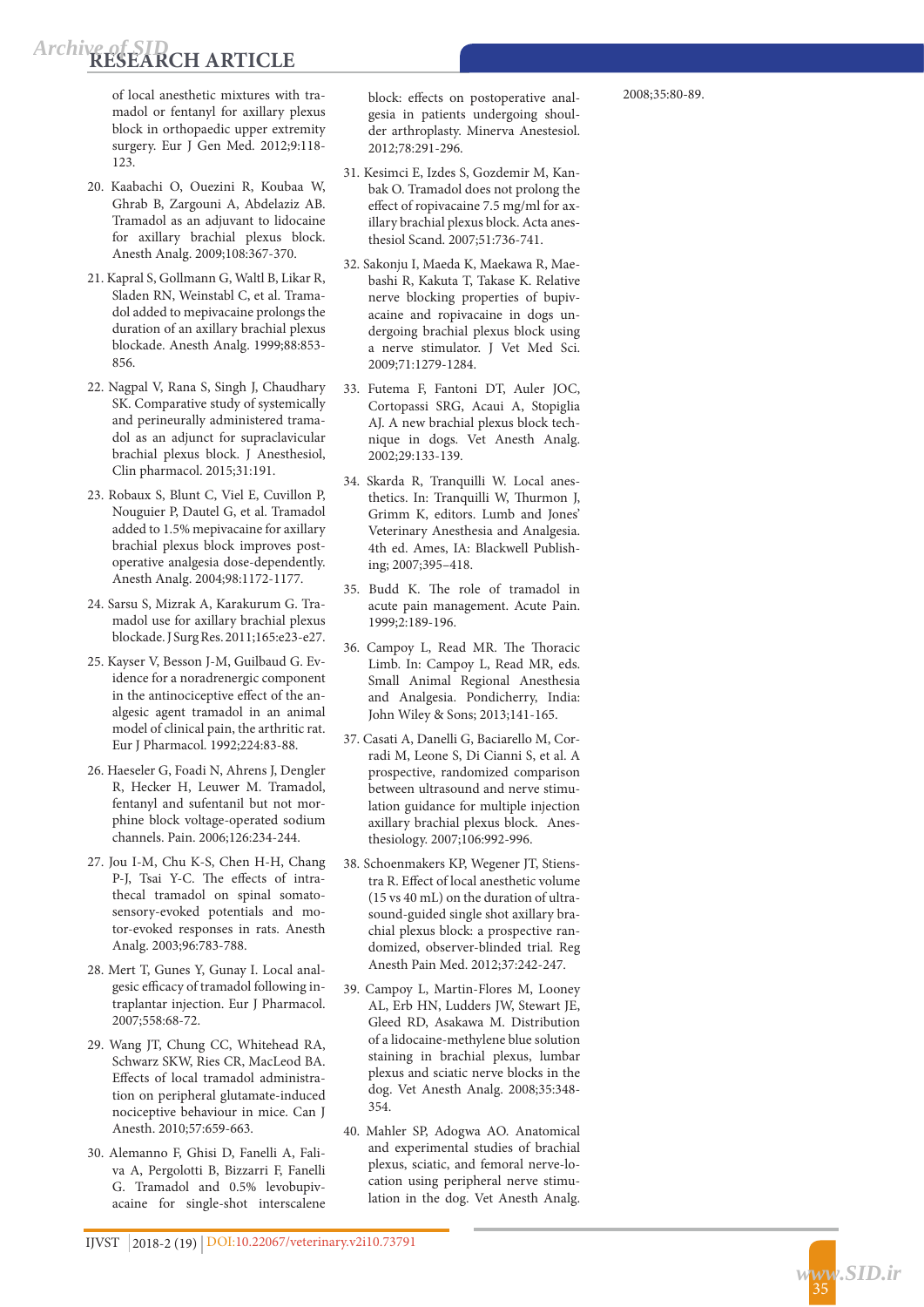of local anesthetic mixtures with tramadol or fentanyl for axillary plexus block in orthopaedic upper extremity surgery. Eur J Gen Med. 2012;9:118-123.

20. Kaabachi O, Ouezini R, Koubaa W, Ghrab B, Zargouni A, Abdelaziz AB. Tramadol as an adjuvant to lidocaine for axillary brachial plexus block. Anesth Analg. 2009;108:367-370.

21. Kapral S, Gollmann G, Waltl B, Likar R, Sladen RN, Weinstabl C, et al. Tramadol added to mepivacaine prolongs the duration of an axillary brachial plexus blockade. Anesth Analg. 1999;88:853-856.

22. Nagpal V, Rana S, Singh J, Chaudhary SK. Comparative study of systemically and perineurally administered tramadol as an adjunct for supraclavicular brachial plexus block. J Anesthesiol, Clin pharmacol. 2015;31:191.

23. Robaux S, Blunt C, Viel E, Cuvillon P, Nouguier P, Dautel G, et al. Tramadol added to 1.5% mepivacaine for axillary brachial plexus block improves postoperative analgesia dose-dependently. Anesth Analg. 2004;98:1172-1177.

24. Sarsu S, Mizrak A, Karakurum G. Tramadol use for axillary brachial plexus blockade. J Surg Res. 2011;165:e23-e27.

25. Kayser V, Besson J-M, Guilbaud G. Evidence for a noradrenergic component in the antinociceptive effect of the analgesic agent tramadol in an animal model of clinical pain, the arthritic rat. Eur J Pharmacol. 1992;224:83-88.

26. Haeseler G, Foadi N, Ahrens J, Dengler R, Hecker H, Leuwer M. Tramadol, fentanyl and sufentanil but not morphine block voltage-operated sodium channels. Pain. 2006;126:234-244.

27. Jou I-M, Chu K-S, Chen H-H, Chang P-J, Tsai Y-C. The effects of intrathecal tramadol on spinal somatosensory-evoked potentials and motor-evoked responses in rats. Anesth Analg. 2003;96:783-788.

28. Mert T, Gunes Y, Gunay I. Local analgesic efficacy of tramadol following intraplantar injection. Eur J Pharmacol. 2007;558:68-72.

29. Wang JT, Chung CC, Whitehead RA, Schwarz SKW, Ries CR, MacLeod BA. Effects of local tramadol administration on peripheral glutamate-induced nociceptive behaviour in mice. Can J Anesth. 2010;57:659-663.

30. Alemanno F, Ghisi D, Fanelli A, Faliva A, Pergolotti B, Bizzarri F, Fanelli G. Tramadol and 0.5% levobupivacaine for single-shot interscalene block: effects on postoperative analgesia in patients undergoing shoulder arthroplasty. Minerva Anestesiol. 2012;78:291-296.

31. Kesimci E, Izdes S, Gozdemir M, Kanbak O. Tramadol does not prolong the effect of ropivacaine 7.5 mg/ml for axillary brachial plexus block. Acta anesthesiol Scand. 2007;51:736-741.

32. Sakonju I, Maeda K, Maekawa R, Maebashi R, Kakuta T, Takase K. Relative nerve blocking properties of bupivacaine and ropivacaine in dogs undergoing brachial plexus block using a nerve stimulator. J Vet Med Sci. 2009;71:1279-1284.

33. Futema F, Fantoni DT, Auler JOC, Cortopassi SRG, Acaui A, Stopiglia AJ. A new brachial plexus block technique in dogs. Vet Anesth Analg. 2002;29:133-139.

34. Skarda R, Tranquilli W. Local anesthetics. In: Tranquilli W, Thurmon J, Grimm K, editors. Lumb and Jones' Veterinary Anesthesia and Analgesia. 4th ed. Ames, IA: Blackwell Publishing; 2007;395–418.

35. Budd K. The role of tramadol in acute pain management. Acute Pain. 1999;2:189-196.

36. Campoy L, Read MR. The Thoracic Limb. In: Campoy L, Read MR, eds. Small Animal Regional Anesthesia and Analgesia. Pondicherry, India: John Wiley & Sons; 2013;141-165.

37. Casati A, Danelli G, Baciarello M, Corradi M, Leone S, Di Cianni S, et al. A prospective, randomized comparison between ultrasound and nerve stimulation guidance for multiple injection axillary brachial plexus block. Anesthesiology. 2007;106:992-996.

38. Schoenmakers KP, Wegener JT, Stienstra R. Effect of local anesthetic volume (15 vs 40 mL) on the duration of ultrasound-guided single shot axillary brachial plexus block: a prospective randomized, observer-blinded trial. Reg Anesth Pain Med. 2012;37:242-247.

39. Campoy L, Martin-Flores M, Looney AL, Erb HN, Ludders JW, Stewart JE, Gleed RD, Asakawa M. Distribution of a lidocaine-methylene blue solution staining in brachial plexus, lumbar plexus and sciatic nerve blocks in the dog. Vet Anesth Analg. 2008;35:348-354.

40. Mahler SP, Adogwa AO. Anatomical and experimental studies of brachial plexus, sciatic, and femoral nerve-location using peripheral nerve stimulation in the dog. Vet Anesth Analg. 2008;35:80-89.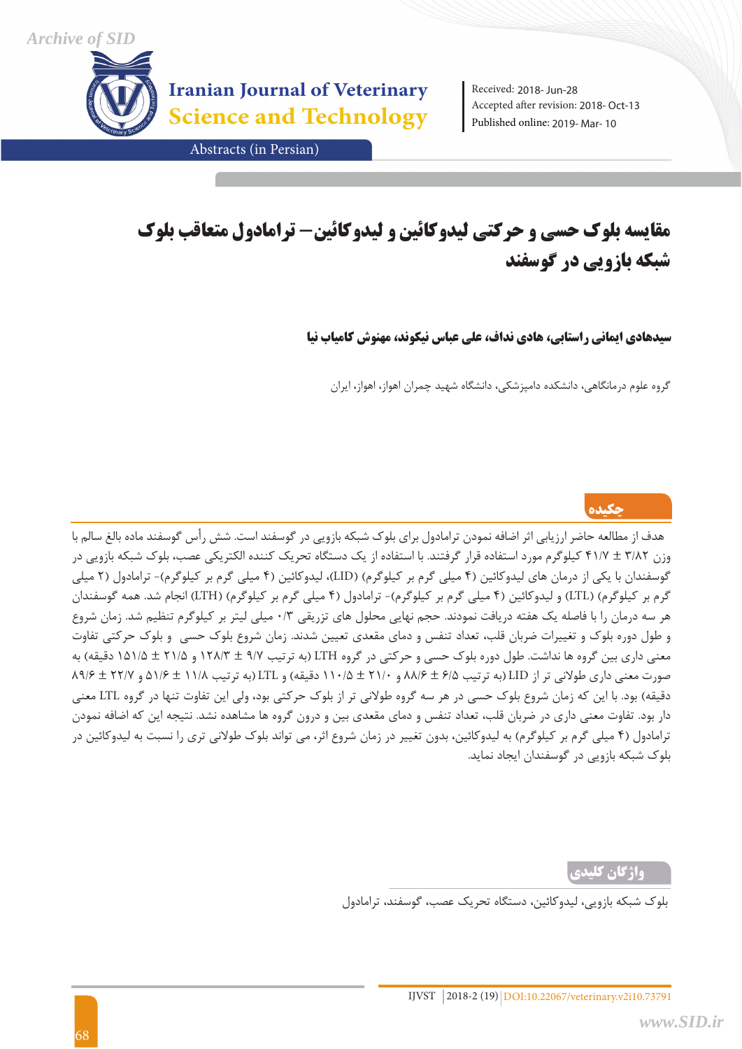Received: 2018- Jun-28
Accepted after revision: 2018- Oct-13
Published online: 2019- Mar- 10

Abstracts (in Persian)

# مقایسه بلوک حسی و حرکتی لیدوکائین و لیدوکائین– ترامادول متعاقب بلوک شبکه بازویی در گوسفند

**سیدهادی ایمانی راستابی، هادی نداف، علی عباس نیکوند، مهنوش کامیاب نیا**

گروه علوم درمانگاهی، دانشکده دامپزشکی، دانشگاه شهید چمران اهواز، اهواز، ایران

## چکیده

هدف از مطالعه حاضر ارزیابی اثر اضافه نمودن ترامادول برای بلوک شبکه بازویی در گوسفند است. شش رأس گوسفند ماده بالغ سالم با وزن ۳/۸۲ ± ۴۱/۷ کیلوگرم مورد استفاده قرار گرفتند. با استفاده از یک دستگاه تحریک کننده الکتریکی عصب، بلوک شبکه بازویی در گوسفندان با یکی از درمان های لیدوکائین (۴ میلی گرم بر کیلوگرم) (LID)، لیدوکائین (۴ میلی گرم بر کیلوگرم)- ترامادول (۲ میلی گرم بر کیلوگرم) (LTL) و لیدوکائین (۴ میلی گرم بر کیلوگرم)- ترامادول (۴ میلی گرم بر کیلوگرم) (LTH) انجام شد. همه گوسفندان هر سه درمان را با فاصله یک هفته دریافت نمودند. حجم نهایی محلول های تزریقی ۰/۳ میلی لیتر بر کیلوگرم تنظیم شد. زمان شروع و طول دوره بلوک و تغییرات ضربان قلب، تعداد تنفس و دمای مقعدی تعیین شدند. زمان شروع بلوک حسی و بلوک حرکتی تفاوت معنی داری بین گروه ها نداشت. طول دوره بلوک حسی و حرکتی در گروه LTH (به ترتیب ۹/۷ ± ۱۲۸/۳ و ۲۱/۵ ± ۱۵۱/۵ دقیقه) به صورت معنی داری طولانی تر از LID (به ترتیب ۶/۵ ± ۸۸/۶ و ۲۱/۰ ± ۱۱۰/۵ دقیقه) و LTL (به ترتیب ۱۱/۸ ± ۵۱/۶ و ۲۲/۷ ± ۸۹/۶ دقیقه) بود. با این که زمان شروع بلوک حسی در هر سه گروه طولانی تر از بلوک حرکتی بود، ولی این تفاوت تنها در گروه LTL معنی دار بود. تفاوت معنی داری در ضربان قلب، تعداد تنفس و دمای مقعدی بین و درون گروه ها مشاهده نشد. نتیجه این که اضافه نمودن ترامادول (۴ میلی گرم بر کیلوگرم) به لیدوکائین، بدون تغییر در زمان شروع اثر، می تواند بلوک طولانی تری را نسبت به لیدوکائین در بلوک شبکه بازویی در گوسفندان ایجاد نماید.

## واژگان کلیدی

بلوک شبکه بازویی، لیدوکائین، دستگاه تحریک عصب، گوسفند، ترامادول

IJVST | 2018-2 (19) | DOI:10.22067/veterinary.v2i10.73791